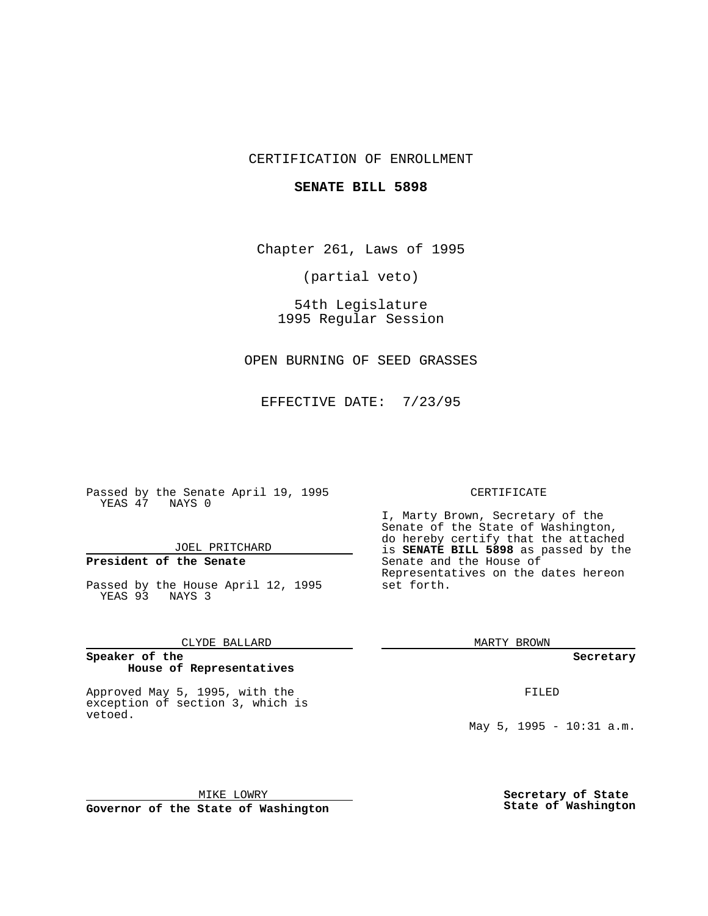CERTIFICATION OF ENROLLMENT

**SENATE BILL 5898**

Chapter 261, Laws of 1995

(partial veto)

54th Legislature
1995 Regular Session

OPEN BURNING OF SEED GRASSES

EFFECTIVE DATE: 7/23/95

Passed by the Senate April 19, 1995
YEAS 47 NAYS 0

JOEL PRITCHARD

**President of the Senate**

Passed by the House April 12, 1995
YEAS 93 NAYS 3

CLYDE BALLARD

**Speaker of the House of Representatives**

CERTIFICATE

I, Marty Brown, Secretary of the Senate of the State of Washington, do hereby certify that the attached is **SENATE BILL 5898** as passed by the Senate and the House of Representatives on the dates hereon set forth.

MARTY BROWN

**Secretary**

Approved May 5, 1995, with the exception of section 3, which is vetoed.

MIKE LOWRY

**Governor of the State of Washington**

FILED

May 5, 1995 - 10:31 a.m.

**Secretary of State State of Washington**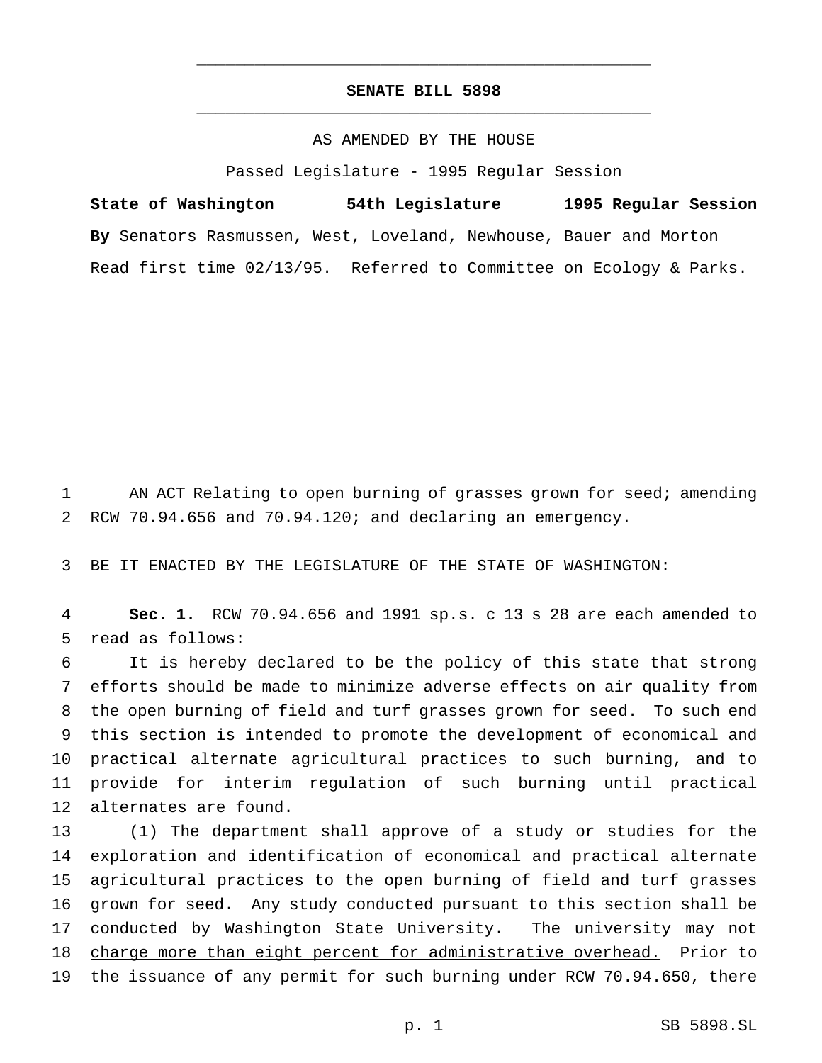# SENATE BILL 5898

AS AMENDED BY THE HOUSE

Passed Legislature - 1995 Regular Session

**State of Washington 54th Legislature 1995 Regular Session**

**By** Senators Rasmussen, West, Loveland, Newhouse, Bauer and Morton

Read first time 02/13/95. Referred to Committee on Ecology & Parks.

AN ACT Relating to open burning of grasses grown for seed; amending RCW 70.94.656 and 70.94.120; and declaring an emergency.

BE IT ENACTED BY THE LEGISLATURE OF THE STATE OF WASHINGTON:

**Sec. 1.** RCW 70.94.656 and 1991 sp.s. c 13 s 28 are each amended to read as follows:

It is hereby declared to be the policy of this state that strong efforts should be made to minimize adverse effects on air quality from the open burning of field and turf grasses grown for seed. To such end this section is intended to promote the development of economical and practical alternate agricultural practices to such burning, and to provide for interim regulation of such burning until practical alternates are found.

(1) The department shall approve of a study or studies for the exploration and identification of economical and practical alternate agricultural practices to the open burning of field and turf grasses grown for seed. <u>Any study conducted pursuant to this section shall be conducted by Washington State University. The university may not charge more than eight percent for administrative overhead.</u> Prior to the issuance of any permit for such burning under RCW 70.94.650, there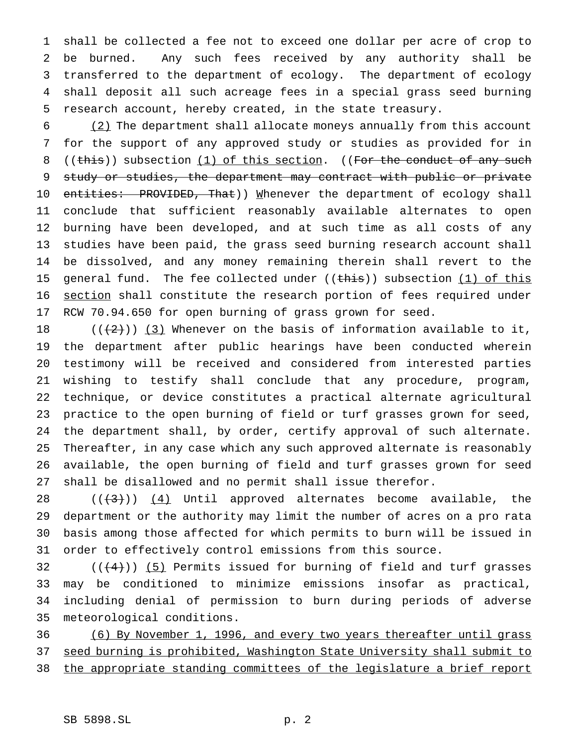shall be collected a fee not to exceed one dollar per acre of crop to be burned. Any such fees received by any authority shall be transferred to the department of ecology. The department of ecology shall deposit all such acreage fees in a special grass seed burning research account, hereby created, in the state treasury.

(2) The department shall allocate moneys annually from this account for the support of any approved study or studies as provided for in ((~~this~~)) subsection (1) of this section. ((~~For the conduct of any such study or studies, the department may contract with public or private entities: PROVIDED, That~~)) Whenever the department of ecology shall conclude that sufficient reasonably available alternates to open burning have been developed, and at such time as all costs of any studies have been paid, the grass seed burning research account shall be dissolved, and any money remaining therein shall revert to the general fund. The fee collected under ((~~this~~)) subsection (1) of this section shall constitute the research portion of fees required under RCW 70.94.650 for open burning of grass grown for seed.

((~~(2)~~)) (3) Whenever on the basis of information available to it, the department after public hearings have been conducted wherein testimony will be received and considered from interested parties wishing to testify shall conclude that any procedure, program, technique, or device constitutes a practical alternate agricultural practice to the open burning of field or turf grasses grown for seed, the department shall, by order, certify approval of such alternate. Thereafter, in any case which any such approved alternate is reasonably available, the open burning of field and turf grasses grown for seed shall be disallowed and no permit shall issue therefor.

((~~(3)~~)) (4) Until approved alternates become available, the department or the authority may limit the number of acres on a pro rata basis among those affected for which permits to burn will be issued in order to effectively control emissions from this source.

((~~(4)~~)) (5) Permits issued for burning of field and turf grasses may be conditioned to minimize emissions insofar as practical, including denial of permission to burn during periods of adverse meteorological conditions.

(6) By November 1, 1996, and every two years thereafter until grass seed burning is prohibited, Washington State University shall submit to the appropriate standing committees of the legislature a brief report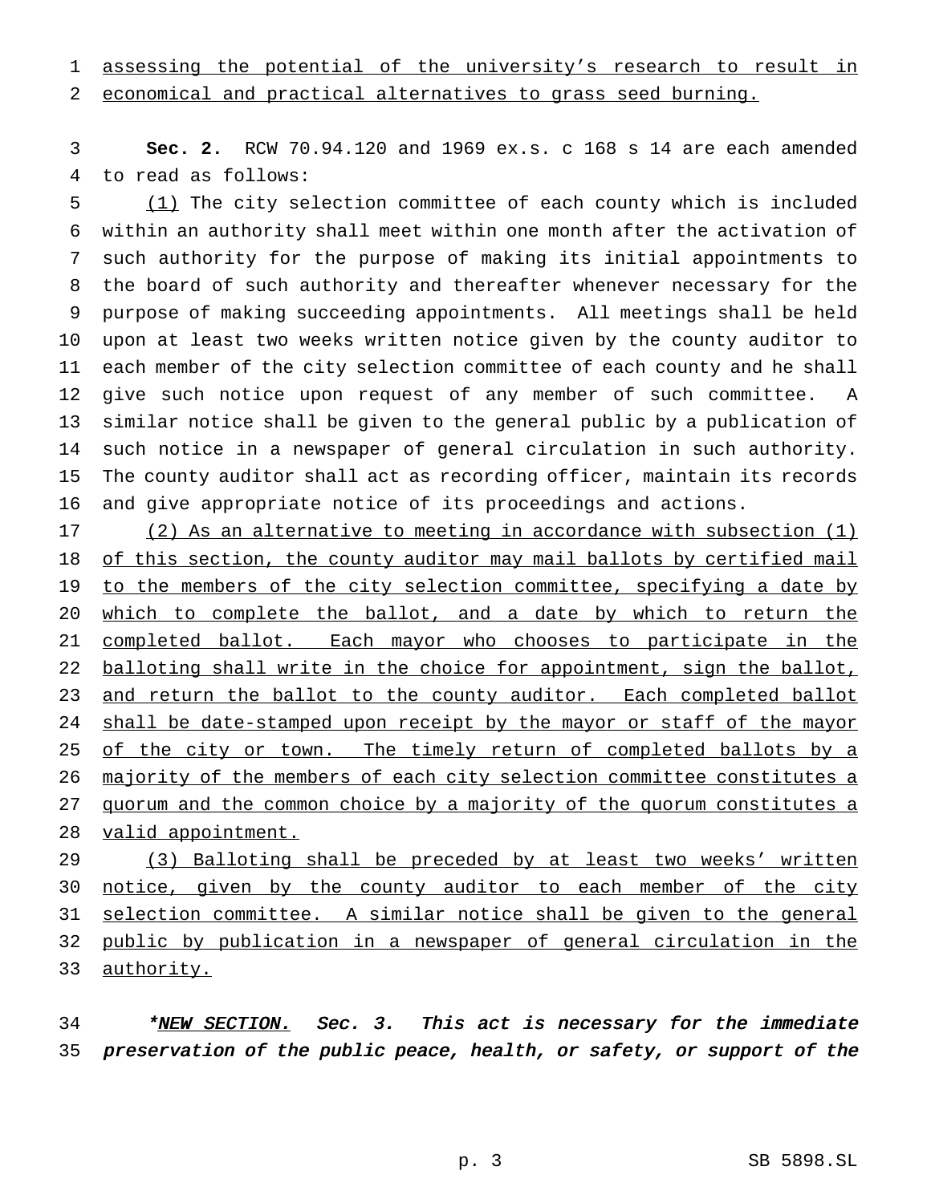assessing the potential of the university's research to result in economical and practical alternatives to grass seed burning.

**Sec. 2.** RCW 70.94.120 and 1969 ex.s. c 168 s 14 are each amended to read as follows:

(1) The city selection committee of each county which is included within an authority shall meet within one month after the activation of such authority for the purpose of making its initial appointments to the board of such authority and thereafter whenever necessary for the purpose of making succeeding appointments. All meetings shall be held upon at least two weeks written notice given by the county auditor to each member of the city selection committee of each county and he shall give such notice upon request of any member of such committee. A similar notice shall be given to the general public by a publication of such notice in a newspaper of general circulation in such authority. The county auditor shall act as recording officer, maintain its records and give appropriate notice of its proceedings and actions.

(2) As an alternative to meeting in accordance with subsection (1) of this section, the county auditor may mail ballots by certified mail to the members of the city selection committee, specifying a date by which to complete the ballot, and a date by which to return the completed ballot. Each mayor who chooses to participate in the balloting shall write in the choice for appointment, sign the ballot, and return the ballot to the county auditor. Each completed ballot shall be date-stamped upon receipt by the mayor or staff of the mayor of the city or town. The timely return of completed ballots by a majority of the members of each city selection committee constitutes a quorum and the common choice by a majority of the quorum constitutes a valid appointment.

(3) Balloting shall be preceded by at least two weeks' written notice, given by the county auditor to each member of the city selection committee. A similar notice shall be given to the general public by publication in a newspaper of general circulation in the authority.

**\****NEW SECTION.*** *Sec. 3. This act is necessary for the immediate preservation of the public peace, health, or safety, or support of the*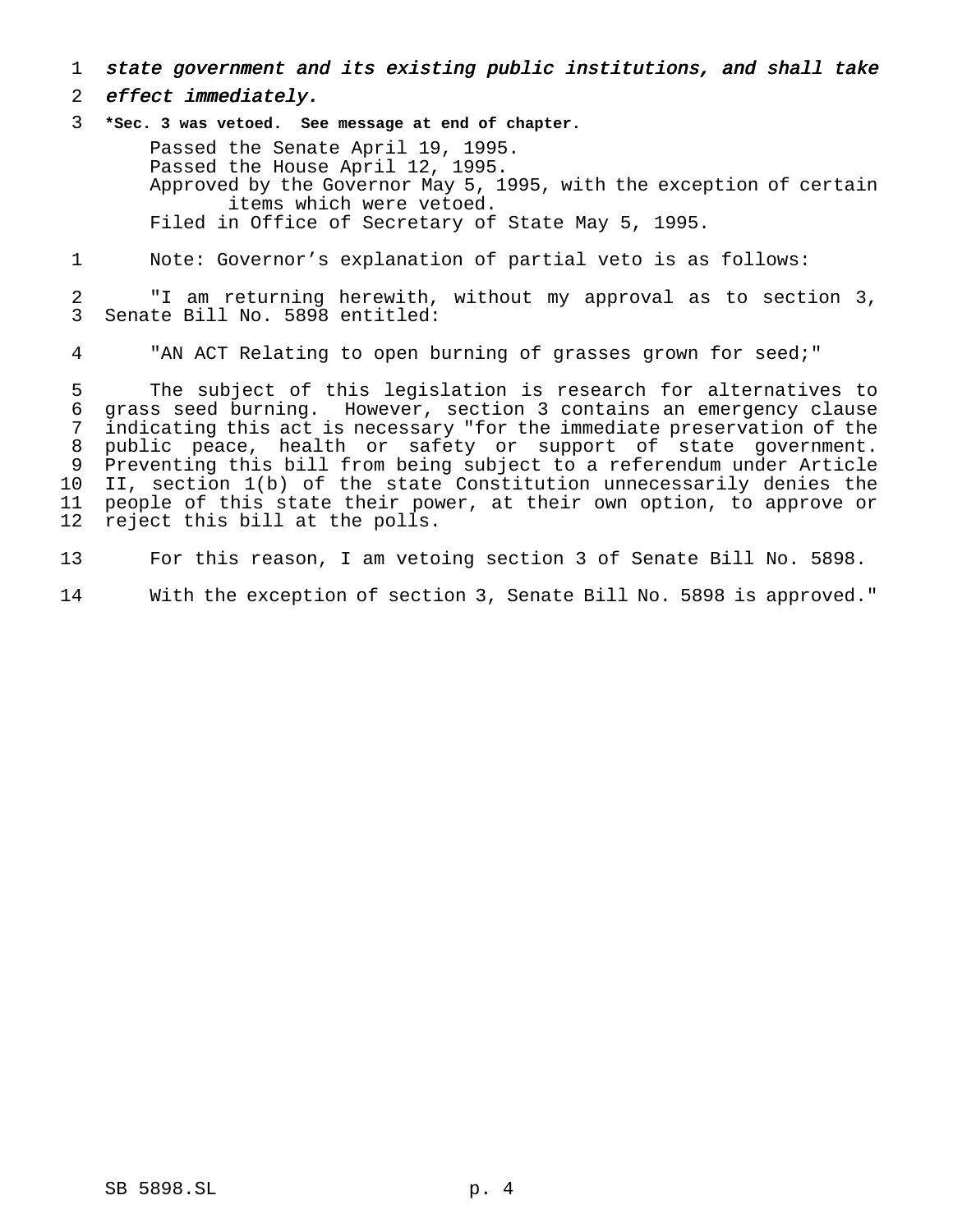*state government and its existing public institutions, and shall take effect immediately.*

**\*Sec. 3 was vetoed. See message at end of chapter.**

Passed the Senate April 19, 1995.
Passed the House April 12, 1995.
Approved by the Governor May 5, 1995, with the exception of certain items which were vetoed.
Filed in Office of Secretary of State May 5, 1995.

Note: Governor's explanation of partial veto is as follows:

"I am returning herewith, without my approval as to section 3, Senate Bill No. 5898 entitled:

"AN ACT Relating to open burning of grasses grown for seed;"

The subject of this legislation is research for alternatives to grass seed burning. However, section 3 contains an emergency clause indicating this act is necessary "for the immediate preservation of the public peace, health or safety or support of state government. Preventing this bill from being subject to a referendum under Article II, section 1(b) of the state Constitution unnecessarily denies the people of this state their power, at their own option, to approve or reject this bill at the polls.

For this reason, I am vetoing section 3 of Senate Bill No. 5898.

With the exception of section 3, Senate Bill No. 5898 is approved."